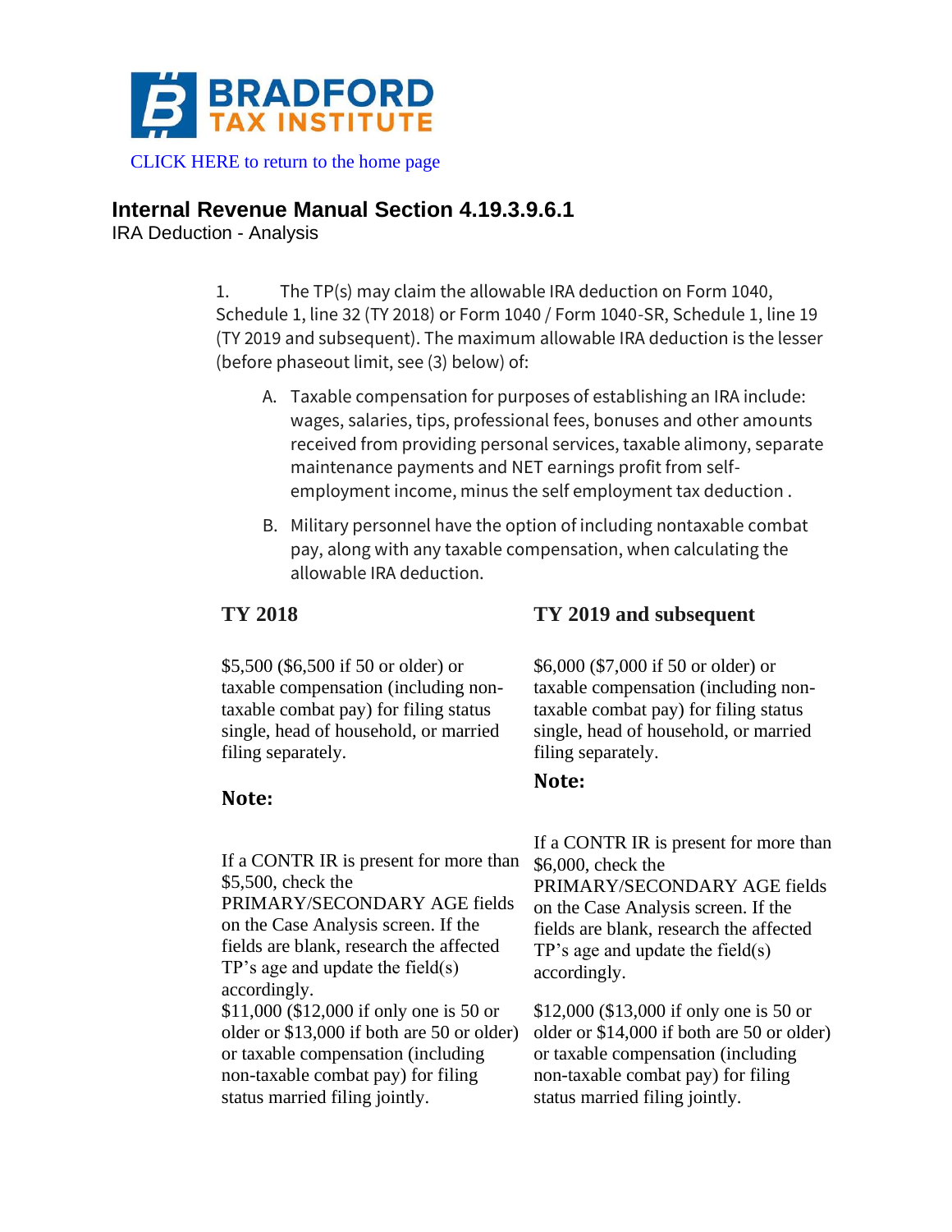BRADFORD TAX INSTITUTE

CLICK HERE to return to the home page

## Internal Revenue Manual Section 4.19.3.9.6.1

IRA Deduction - Analysis

1. The TP(s) may claim the allowable IRA deduction on Form 1040, Schedule 1, line 32 (TY 2018) or Form 1040 / Form 1040-SR, Schedule 1, line 19 (TY 2019 and subsequent). The maximum allowable IRA deduction is the lesser (before phaseout limit, see (3) below) of:

   A. Taxable compensation for purposes of establishing an IRA include: wages, salaries, tips, professional fees, bonuses and other amounts received from providing personal services, taxable alimony, separate maintenance payments and NET earnings profit from self-employment income, minus the self employment tax deduction .

   B. Military personnel have the option of including nontaxable combat pay, along with any taxable compensation, when calculating the allowable IRA deduction.

| TY 2018 | TY 2019 and subsequent |
|---|---|
| $5,500 ($6,500 if 50 or older) or taxable compensation (including non-taxable combat pay) for filing status single, head of household, or married filing separately. | $6,000 ($7,000 if 50 or older) or taxable compensation (including non-taxable combat pay) for filing status single, head of household, or married filing separately. |
| **Note:** If a CONTR IR is present for more than $5,500, check the PRIMARY/SECONDARY AGE fields on the Case Analysis screen. If the fields are blank, research the affected TP's age and update the field(s) accordingly. | **Note:** If a CONTR IR is present for more than $6,000, check the PRIMARY/SECONDARY AGE fields on the Case Analysis screen. If the fields are blank, research the affected TP's age and update the field(s) accordingly. |
| $11,000 ($12,000 if only one is 50 or older or $13,000 if both are 50 or older) or taxable compensation (including non-taxable combat pay) for filing status married filing jointly. | $12,000 ($13,000 if only one is 50 or older or $14,000 if both are 50 or older) or taxable compensation (including non-taxable combat pay) for filing status married filing jointly. |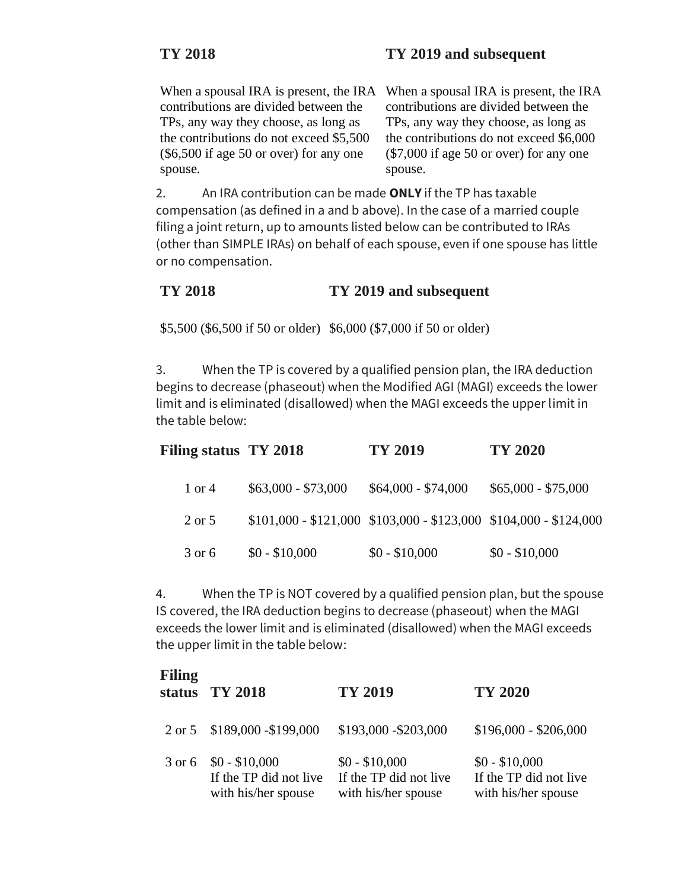| TY 2018 | TY 2019 and subsequent |
|---|---|
| When a spousal IRA is present, the IRA contributions are divided between the TPs, any way they choose, as long as the contributions do not exceed $5,500 ($6,500 if age 50 or over) for any one spouse. | When a spousal IRA is present, the IRA contributions are divided between the TPs, any way they choose, as long as the contributions do not exceed $6,000 ($7,000 if age 50 or over) for any one spouse. |

2. An IRA contribution can be made **ONLY** if the TP has taxable compensation (as defined in a and b above). In the case of a married couple filing a joint return, up to amounts listed below can be contributed to IRAs (other than SIMPLE IRAs) on behalf of each spouse, even if one spouse has little or no compensation.

| TY 2018 | TY 2019 and subsequent |
|---|---|
| $5,500 ($6,500 if 50 or older) | $6,000 ($7,000 if 50 or older) |

3. When the TP is covered by a qualified pension plan, the IRA deduction begins to decrease (phaseout) when the Modified AGI (MAGI) exceeds the lower limit and is eliminated (disallowed) when the MAGI exceeds the upper limit in the table below:

| Filing status | TY 2018 | TY 2019 | TY 2020 |
|---|---|---|---|
| 1 or 4 | $63,000 - $73,000 | $64,000 - $74,000 | $65,000 - $75,000 |
| 2 or 5 | $101,000 - $121,000 | $103,000 - $123,000 | $104,000 - $124,000 |
| 3 or 6 | $0 - $10,000 | $0 - $10,000 | $0 - $10,000 |

4. When the TP is NOT covered by a qualified pension plan, but the spouse IS covered, the IRA deduction begins to decrease (phaseout) when the MAGI exceeds the lower limit and is eliminated (disallowed) when the MAGI exceeds the upper limit in the table below:

| Filing status | TY 2018 | TY 2019 | TY 2020 |
|---|---|---|---|
| 2 or 5 | $189,000 -$199,000 | $193,000 -$203,000 | $196,000 - $206,000 |
| 3 or 6 | $0 - $10,000 If the TP did not live with his/her spouse | $0 - $10,000 If the TP did not live with his/her spouse | $0 - $10,000 If the TP did not live with his/her spouse |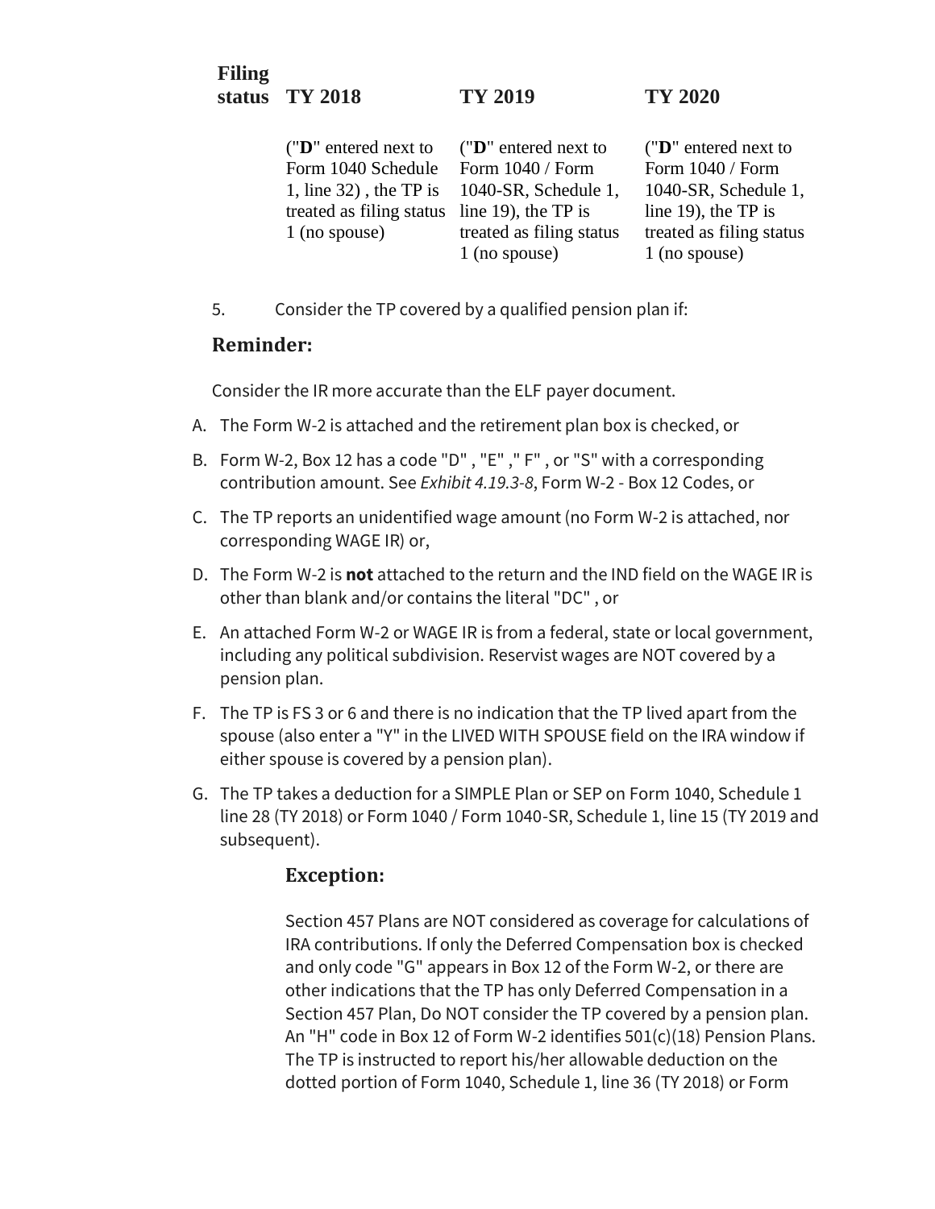| Filing status | TY 2018 | TY 2019 | TY 2020 |
| --- | --- | --- | --- |
| | ("**D**" entered next to Form 1040 Schedule 1, line 32) , the TP is treated as filing status 1 (no spouse) | ("**D**" entered next to Form 1040 / Form 1040-SR, Schedule 1, line 19), the TP is treated as filing status 1 (no spouse) | ("**D**" entered next to Form 1040 / Form 1040-SR, Schedule 1, line 19), the TP is treated as filing status 1 (no spouse) |

5. Consider the TP covered by a qualified pension plan if:

**Reminder:**

Consider the IR more accurate than the ELF payer document.

A. The Form W-2 is attached and the retirement plan box is checked, or

B. Form W-2, Box 12 has a code "D" , "E" ," F" , or "S" with a corresponding contribution amount. See *Exhibit 4.19.3-8*, Form W-2 - Box 12 Codes, or

C. The TP reports an unidentified wage amount (no Form W-2 is attached, nor corresponding WAGE IR) or,

D. The Form W-2 is **not** attached to the return and the IND field on the WAGE IR is other than blank and/or contains the literal "DC" , or

E. An attached Form W-2 or WAGE IR is from a federal, state or local government, including any political subdivision. Reservist wages are NOT covered by a pension plan.

F. The TP is FS 3 or 6 and there is no indication that the TP lived apart from the spouse (also enter a "Y" in the LIVED WITH SPOUSE field on the IRA window if either spouse is covered by a pension plan).

G. The TP takes a deduction for a SIMPLE Plan or SEP on Form 1040, Schedule 1 line 28 (TY 2018) or Form 1040 / Form 1040-SR, Schedule 1, line 15 (TY 2019 and subsequent).

**Exception:**

Section 457 Plans are NOT considered as coverage for calculations of IRA contributions. If only the Deferred Compensation box is checked and only code "G" appears in Box 12 of the Form W-2, or there are other indications that the TP has only Deferred Compensation in a Section 457 Plan, Do NOT consider the TP covered by a pension plan. An "H" code in Box 12 of Form W-2 identifies 501(c)(18) Pension Plans. The TP is instructed to report his/her allowable deduction on the dotted portion of Form 1040, Schedule 1, line 36 (TY 2018) or Form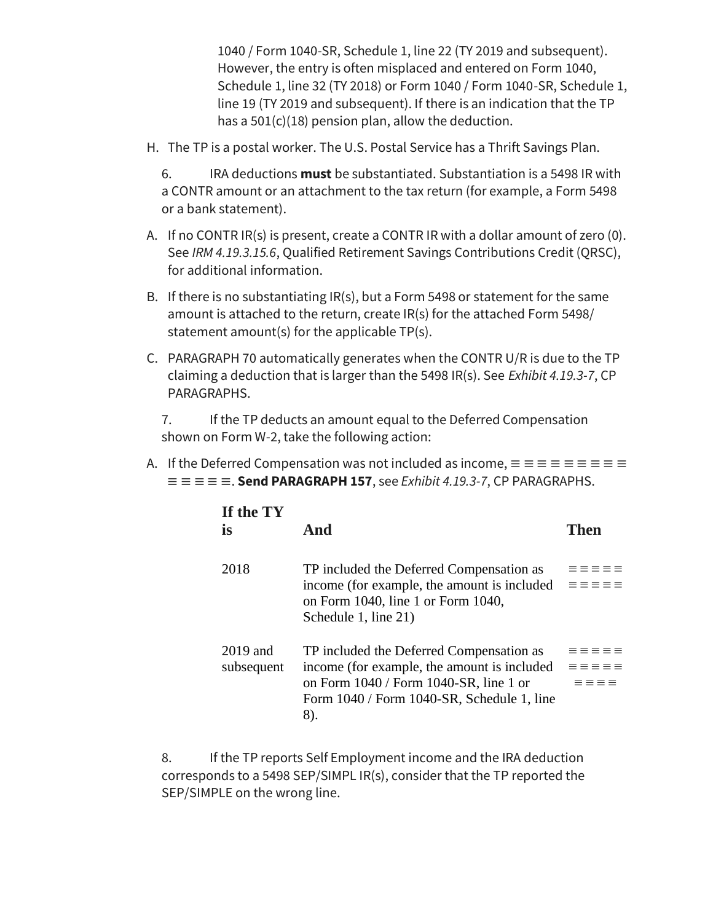1040 / Form 1040-SR, Schedule 1, line 22 (TY 2019 and subsequent). However, the entry is often misplaced and entered on Form 1040, Schedule 1, line 32 (TY 2018) or Form 1040 / Form 1040-SR, Schedule 1, line 19 (TY 2019 and subsequent). If there is an indication that the TP has a 501(c)(18) pension plan, allow the deduction.

H. The TP is a postal worker. The U.S. Postal Service has a Thrift Savings Plan.

6. IRA deductions **must** be substantiated. Substantiation is a 5498 IR with a CONTR amount or an attachment to the tax return (for example, a Form 5498 or a bank statement).

A. If no CONTR IR(s) is present, create a CONTR IR with a dollar amount of zero (0). See *IRM 4.19.3.15.6*, Qualified Retirement Savings Contributions Credit (QRSC), for additional information.

B. If there is no substantiating IR(s), but a Form 5498 or statement for the same amount is attached to the return, create IR(s) for the attached Form 5498/ statement amount(s) for the applicable TP(s).

C. PARAGRAPH 70 automatically generates when the CONTR U/R is due to the TP claiming a deduction that is larger than the 5498 IR(s). See *Exhibit 4.19.3-7*, CP PARAGRAPHS.

7. If the TP deducts an amount equal to the Deferred Compensation shown on Form W-2, take the following action:

A. If the Deferred Compensation was not included as income, ≡ ≡ ≡ ≡ ≡ ≡ ≡ ≡ ≡ ≡ ≡ ≡ ≡ ≡. **Send PARAGRAPH 157**, see *Exhibit 4.19.3-7*, CP PARAGRAPHS.

| If the TY is | And | Then |
|---|---|---|
| 2018 | TP included the Deferred Compensation as income (for example, the amount is included on Form 1040, line 1 or Form 1040, Schedule 1, line 21) | ≡ ≡ ≡ ≡ ≡ ≡ ≡ ≡ ≡ ≡ |
| 2019 and subsequent | TP included the Deferred Compensation as income (for example, the amount is included on Form 1040 / Form 1040-SR, line 1 or Form 1040 / Form 1040-SR, Schedule 1, line 8). | ≡ ≡ ≡ ≡ ≡ ≡ ≡ ≡ ≡ ≡ ≡ ≡ ≡ ≡ |

8. If the TP reports Self Employment income and the IRA deduction corresponds to a 5498 SEP/SIMPL IR(s), consider that the TP reported the SEP/SIMPLE on the wrong line.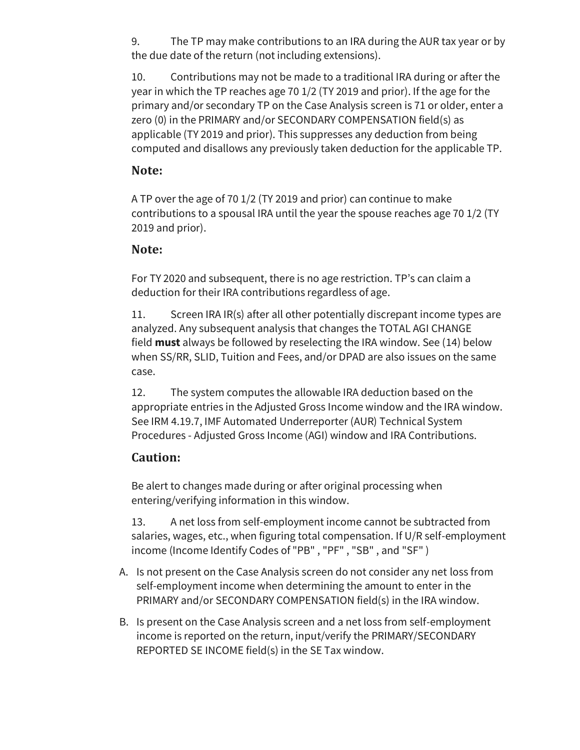9. The TP may make contributions to an IRA during the AUR tax year or by the due date of the return (not including extensions).

10. Contributions may not be made to a traditional IRA during or after the year in which the TP reaches age 70 1/2 (TY 2019 and prior). If the age for the primary and/or secondary TP on the Case Analysis screen is 71 or older, enter a zero (0) in the PRIMARY and/or SECONDARY COMPENSATION field(s) as applicable (TY 2019 and prior). This suppresses any deduction from being computed and disallows any previously taken deduction for the applicable TP.

### Note:

A TP over the age of 70 1/2 (TY 2019 and prior) can continue to make contributions to a spousal IRA until the year the spouse reaches age 70 1/2 (TY 2019 and prior).

### Note:

For TY 2020 and subsequent, there is no age restriction. TP's can claim a deduction for their IRA contributions regardless of age.

11. Screen IRA IR(s) after all other potentially discrepant income types are analyzed. Any subsequent analysis that changes the TOTAL AGI CHANGE field **must** always be followed by reselecting the IRA window. See (14) below when SS/RR, SLID, Tuition and Fees, and/or DPAD are also issues on the same case.

12. The system computes the allowable IRA deduction based on the appropriate entries in the Adjusted Gross Income window and the IRA window. See IRM 4.19.7, IMF Automated Underreporter (AUR) Technical System Procedures - Adjusted Gross Income (AGI) window and IRA Contributions.

### Caution:

Be alert to changes made during or after original processing when entering/verifying information in this window.

13. A net loss from self-employment income cannot be subtracted from salaries, wages, etc., when figuring total compensation. If U/R self-employment income (Income Identify Codes of "PB" , "PF" , "SB" , and "SF" )

A. Is not present on the Case Analysis screen do not consider any net loss from self-employment income when determining the amount to enter in the PRIMARY and/or SECONDARY COMPENSATION field(s) in the IRA window.

B. Is present on the Case Analysis screen and a net loss from self-employment income is reported on the return, input/verify the PRIMARY/SECONDARY REPORTED SE INCOME field(s) in the SE Tax window.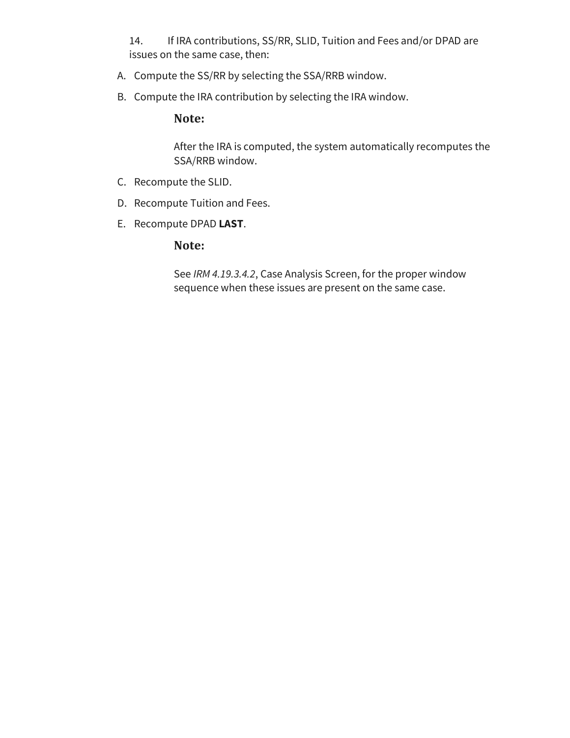14. If IRA contributions, SS/RR, SLID, Tuition and Fees and/or DPAD are issues on the same case, then:

A. Compute the SS/RR by selecting the SSA/RRB window.

B. Compute the IRA contribution by selecting the IRA window.

   **Note:**

   After the IRA is computed, the system automatically recomputes the SSA/RRB window.

C. Recompute the SLID.

D. Recompute Tuition and Fees.

E. Recompute DPAD **LAST**.

   **Note:**

   See *IRM 4.19.3.4.2*, Case Analysis Screen, for the proper window sequence when these issues are present on the same case.